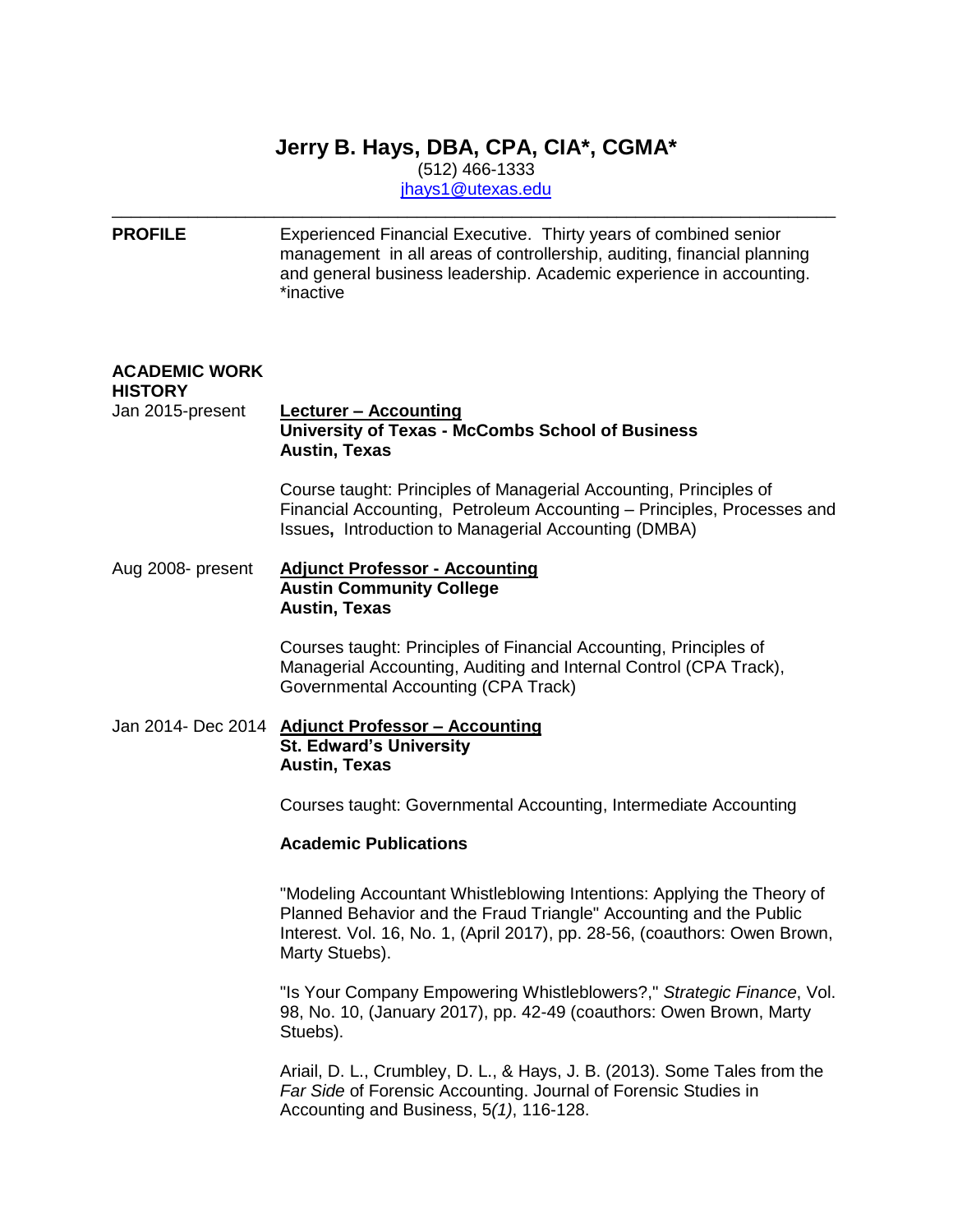# Jerry B. Hays, DBA, CPA, CIA*, CGMA*

(512) 466-1333
jhays1@utexas.edu

---

**PROFILE**

Experienced Financial Executive. Thirty years of combined senior management in all areas of controllership, auditing, financial planning and general business leadership. Academic experience in accounting.
*inactive

## ACADEMIC WORK HISTORY

Jan 2015-present

**Lecturer – Accounting**
**University of Texas - McCombs School of Business**
**Austin, Texas**

Course taught: Principles of Managerial Accounting, Principles of Financial Accounting, Petroleum Accounting – Principles, Processes and Issues**,** Introduction to Managerial Accounting (DMBA)

Aug 2008- present

**Adjunct Professor - Accounting**
**Austin Community College**
**Austin, Texas**

Courses taught: Principles of Financial Accounting, Principles of Managerial Accounting, Auditing and Internal Control (CPA Track), Governmental Accounting (CPA Track)

Jan 2014- Dec 2014

**Adjunct Professor – Accounting**
**St. Edward's University**
**Austin, Texas**

Courses taught: Governmental Accounting, Intermediate Accounting

**Academic Publications**

"Modeling Accountant Whistleblowing Intentions: Applying the Theory of Planned Behavior and the Fraud Triangle" Accounting and the Public Interest. Vol. 16, No. 1, (April 2017), pp. 28-56, (coauthors: Owen Brown, Marty Stuebs).

"Is Your Company Empowering Whistleblowers?," *Strategic Finance*, Vol. 98, No. 10, (January 2017), pp. 42-49 (coauthors: Owen Brown, Marty Stuebs).

Ariail, D. L., Crumbley, D. L., & Hays, J. B. (2013). Some Tales from the *Far Side* of Forensic Accounting. Journal of Forensic Studies in Accounting and Business, 5*(1)*, 116-128.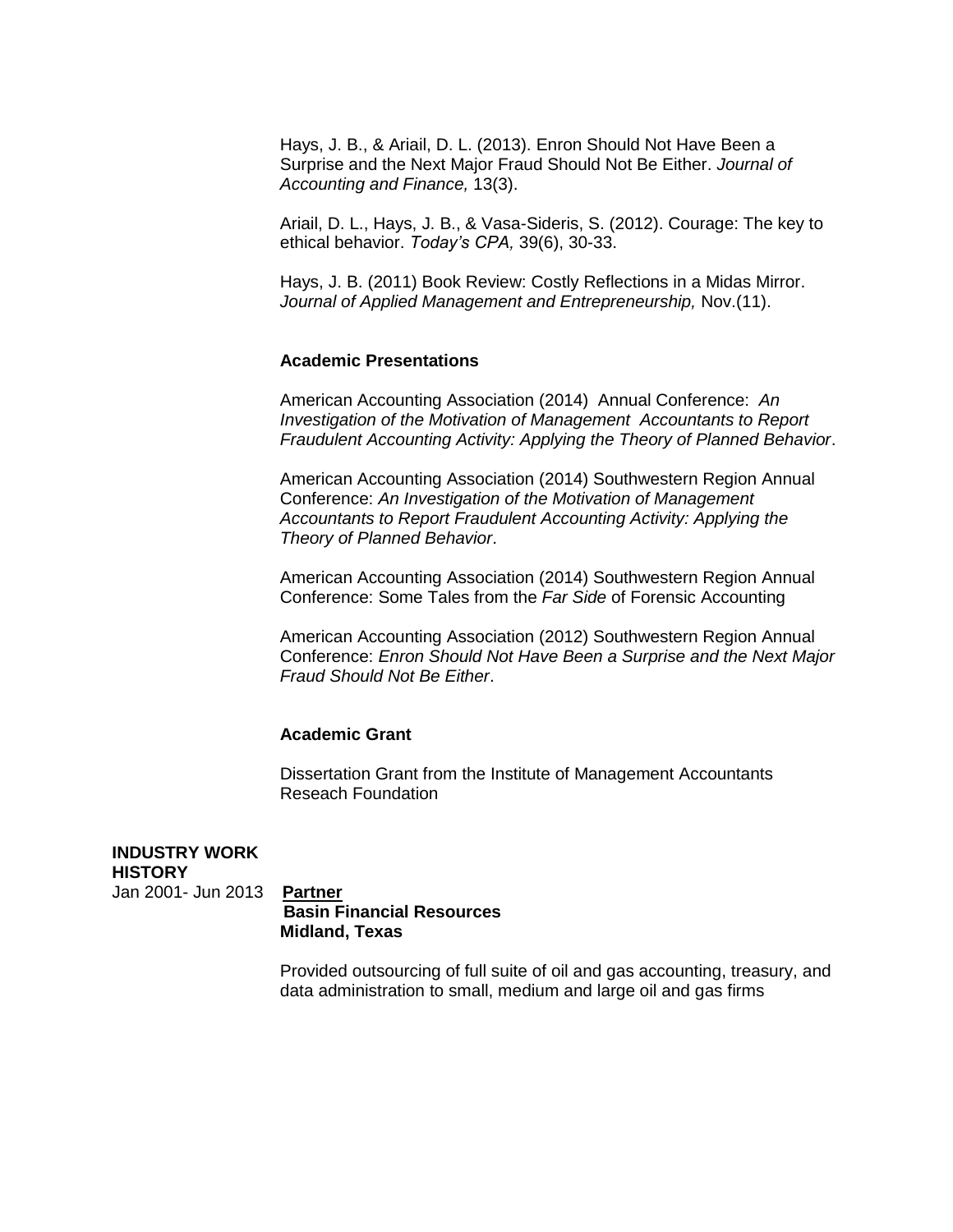Hays, J. B., & Ariail, D. L. (2013). Enron Should Not Have Been a Surprise and the Next Major Fraud Should Not Be Either. *Journal of Accounting and Finance,* 13(3).

Ariail, D. L., Hays, J. B., & Vasa-Sideris, S. (2012). Courage: The key to ethical behavior. *Today's CPA,* 39(6), 30-33.

Hays, J. B. (2011) Book Review: Costly Reflections in a Midas Mirror. *Journal of Applied Management and Entrepreneurship,* Nov.(11).

### Academic Presentations

American Accounting Association (2014) Annual Conference: *An Investigation of the Motivation of Management Accountants to Report Fraudulent Accounting Activity: Applying the Theory of Planned Behavior*.

American Accounting Association (2014) Southwestern Region Annual Conference: *An Investigation of the Motivation of Management Accountants to Report Fraudulent Accounting Activity: Applying the Theory of Planned Behavior*.

American Accounting Association (2014) Southwestern Region Annual Conference: Some Tales from the *Far Side* of Forensic Accounting

American Accounting Association (2012) Southwestern Region Annual Conference: *Enron Should Not Have Been a Surprise and the Next Major Fraud Should Not Be Either*.

### Academic Grant

Dissertation Grant from the Institute of Management Accountants Reseach Foundation

## INDUSTRY WORK HISTORY

Jan 2001- Jun 2013 **Partner**
**Basin Financial Resources**
**Midland, Texas**

Provided outsourcing of full suite of oil and gas accounting, treasury, and data administration to small, medium and large oil and gas firms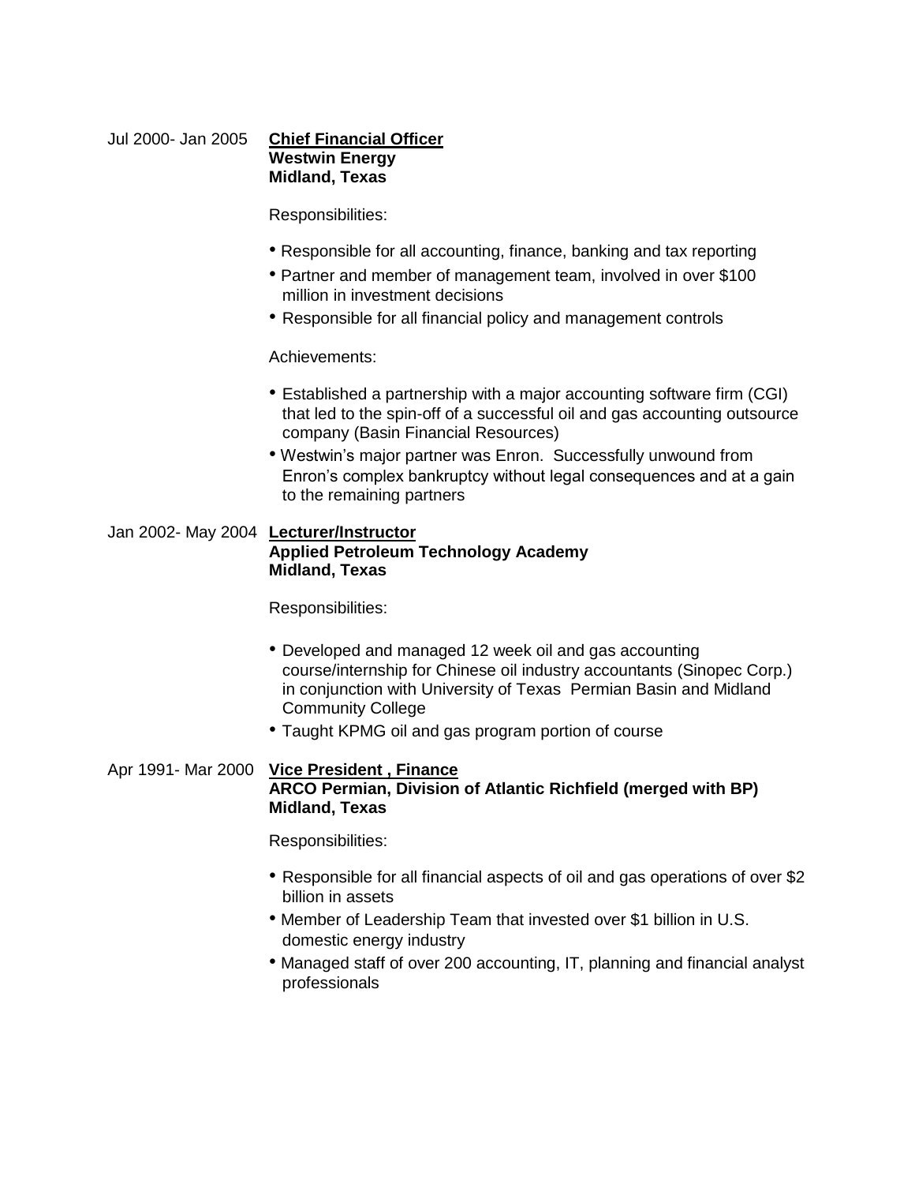Jul 2000- Jan 2005 **<u>Chief Financial Officer</u>**
**Westwin Energy**
**Midland, Texas**

Responsibilities:

- Responsible for all accounting, finance, banking and tax reporting
- Partner and member of management team, involved in over $100 million in investment decisions
- Responsible for all financial policy and management controls

Achievements:

- Established a partnership with a major accounting software firm (CGI) that led to the spin-off of a successful oil and gas accounting outsource company (Basin Financial Resources)
- Westwin's major partner was Enron. Successfully unwound from Enron's complex bankruptcy without legal consequences and at a gain to the remaining partners

Jan 2002- May 2004 **<u>Lecturer/Instructor</u>**
**Applied Petroleum Technology Academy**
**Midland, Texas**

Responsibilities:

- Developed and managed 12 week oil and gas accounting course/internship for Chinese oil industry accountants (Sinopec Corp.) in conjunction with University of Texas Permian Basin and Midland Community College
- Taught KPMG oil and gas program portion of course

Apr 1991- Mar 2000 **<u>Vice President , Finance</u>**
**ARCO Permian, Division of Atlantic Richfield (merged with BP)**
**Midland, Texas**

Responsibilities:

- Responsible for all financial aspects of oil and gas operations of over $2 billion in assets
- Member of Leadership Team that invested over $1 billion in U.S. domestic energy industry
- Managed staff of over 200 accounting, IT, planning and financial analyst professionals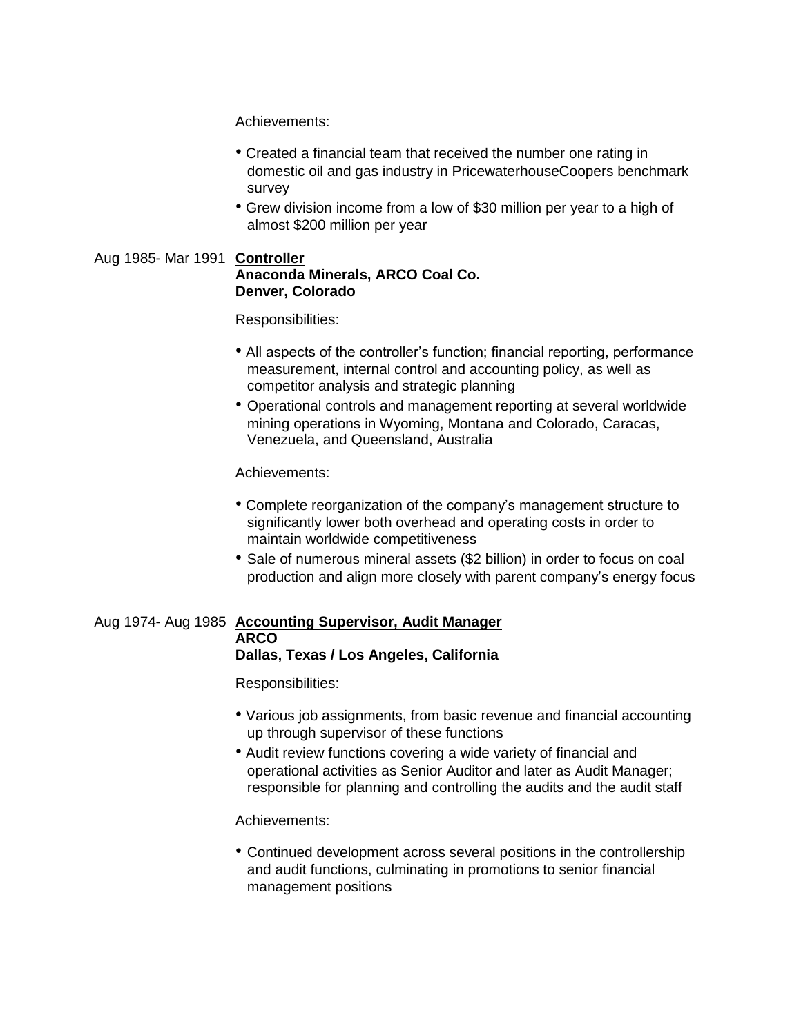Achievements:

- Created a financial team that received the number one rating in domestic oil and gas industry in PricewaterhouseCoopers benchmark survey
- Grew division income from a low of $30 million per year to a high of almost $200 million per year

Aug 1985- Mar 1991 **Controller**
**Anaconda Minerals, ARCO Coal Co.**
**Denver, Colorado**

Responsibilities:

- All aspects of the controller's function; financial reporting, performance measurement, internal control and accounting policy, as well as competitor analysis and strategic planning
- Operational controls and management reporting at several worldwide mining operations in Wyoming, Montana and Colorado, Caracas, Venezuela, and Queensland, Australia

Achievements:

- Complete reorganization of the company's management structure to significantly lower both overhead and operating costs in order to maintain worldwide competitiveness
- Sale of numerous mineral assets ($2 billion) in order to focus on coal production and align more closely with parent company's energy focus

Aug 1974- Aug 1985 **Accounting Supervisor, Audit Manager**
**ARCO**
**Dallas, Texas / Los Angeles, California**

Responsibilities:

- Various job assignments, from basic revenue and financial accounting up through supervisor of these functions
- Audit review functions covering a wide variety of financial and operational activities as Senior Auditor and later as Audit Manager; responsible for planning and controlling the audits and the audit staff

Achievements:

- Continued development across several positions in the controllership and audit functions, culminating in promotions to senior financial management positions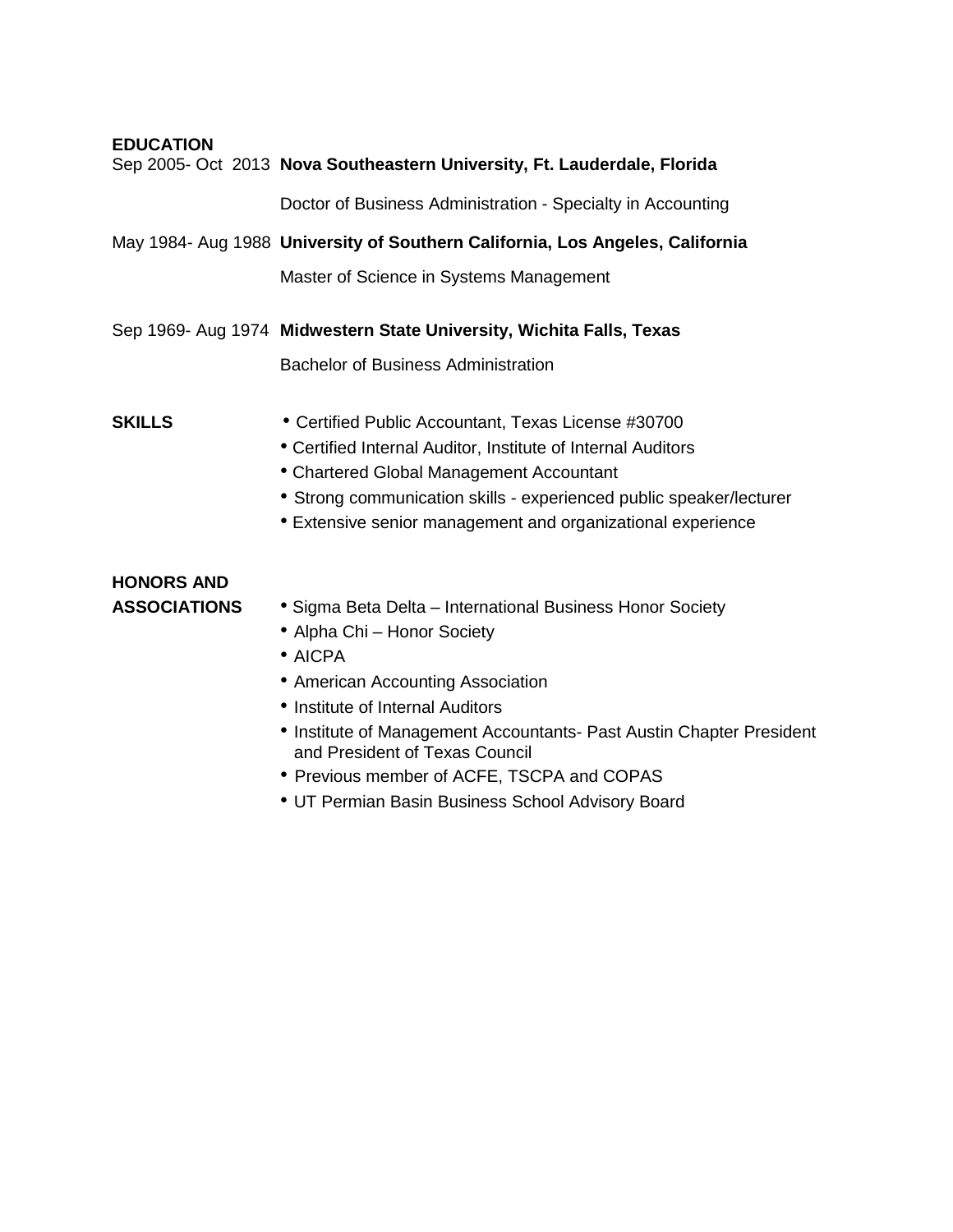## EDUCATION

Sep 2005- Oct 2013 **Nova Southeastern University, Ft. Lauderdale, Florida**

Doctor of Business Administration - Specialty in Accounting

May 1984- Aug 1988 **University of Southern California, Los Angeles, California**

Master of Science in Systems Management

Sep 1969- Aug 1974 **Midwestern State University, Wichita Falls, Texas**

Bachelor of Business Administration

## SKILLS

- Certified Public Accountant, Texas License #30700
- Certified Internal Auditor, Institute of Internal Auditors
- Chartered Global Management Accountant
- Strong communication skills - experienced public speaker/lecturer
- Extensive senior management and organizational experience

## HONORS AND ASSOCIATIONS

- Sigma Beta Delta – International Business Honor Society
- Alpha Chi – Honor Society
- AICPA
- American Accounting Association
- Institute of Internal Auditors
- Institute of Management Accountants- Past Austin Chapter President and President of Texas Council
- Previous member of ACFE, TSCPA and COPAS
- UT Permian Basin Business School Advisory Board